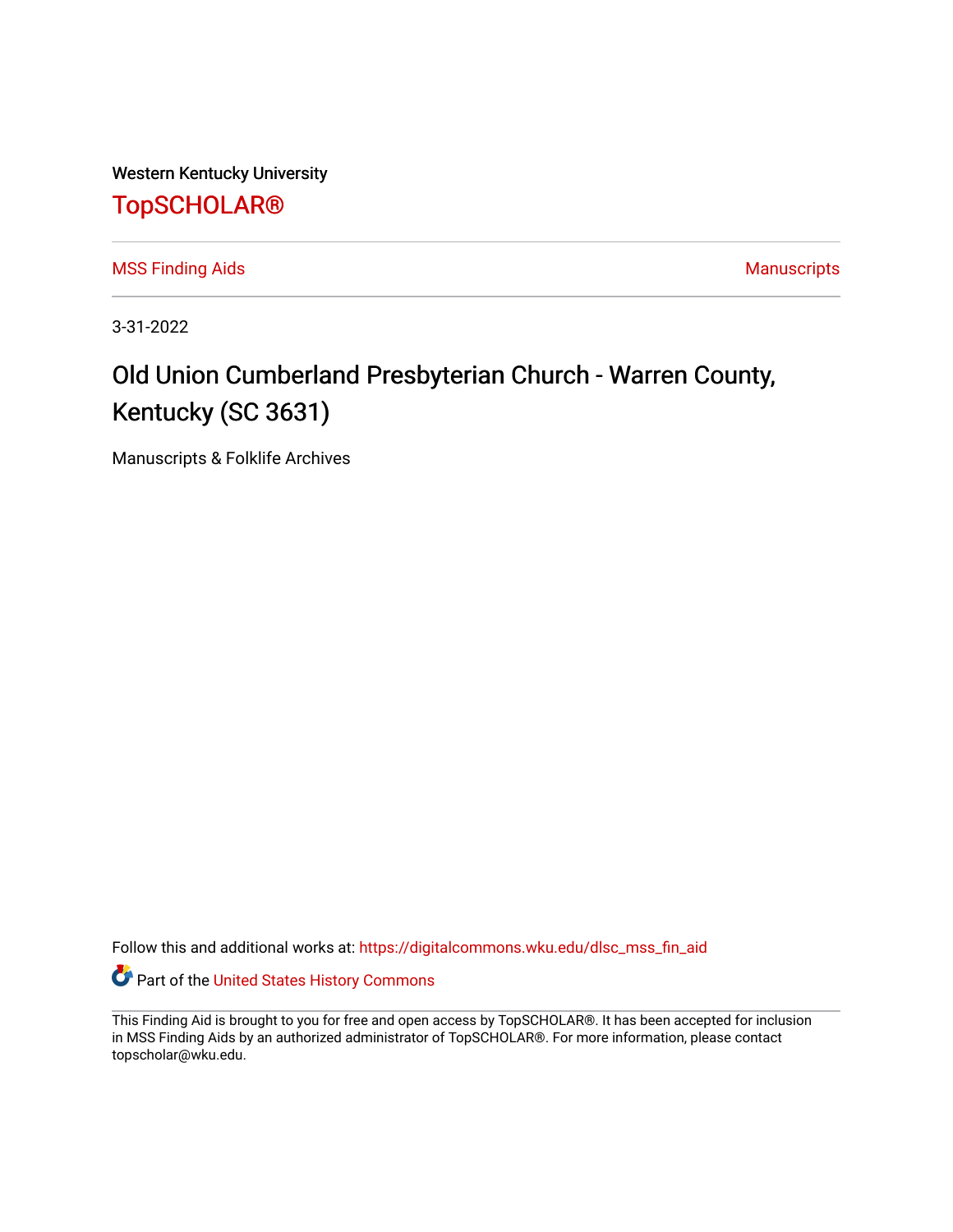Western Kentucky University

# TopSCHOLAR®

MSS Finding Aids | Manuscripts

3-31-2022

# Old Union Cumberland Presbyterian Church - Warren County, Kentucky (SC 3631)

Manuscripts & Folklife Archives

Follow this and additional works at: https://digitalcommons.wku.edu/dlsc_mss_fin_aid

Part of the United States History Commons

This Finding Aid is brought to you for free and open access by TopSCHOLAR®. It has been accepted for inclusion in MSS Finding Aids by an authorized administrator of TopSCHOLAR®. For more information, please contact topscholar@wku.edu.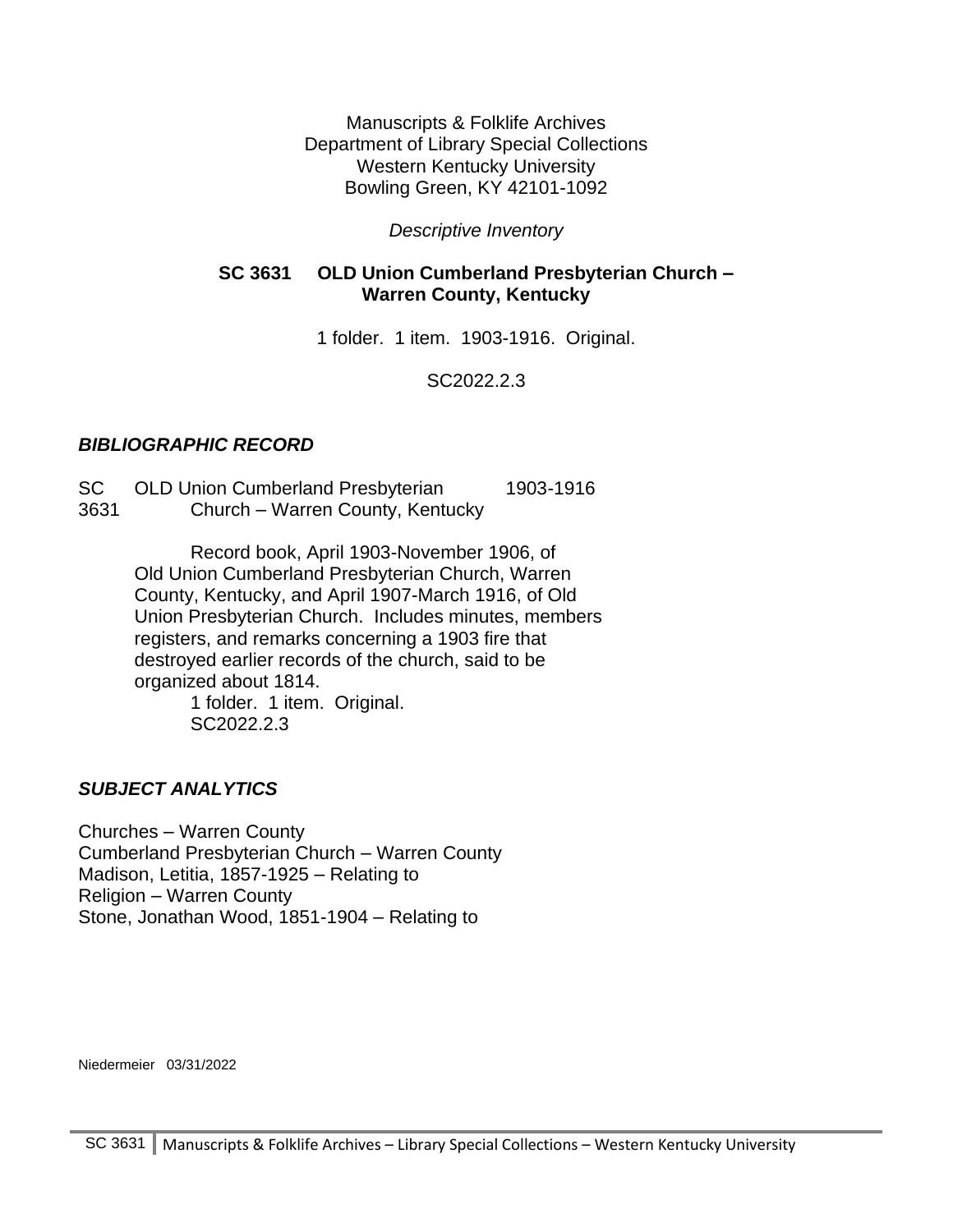Manuscripts & Folklife Archives
Department of Library Special Collections
Western Kentucky University
Bowling Green, KY 42101-1092

*Descriptive Inventory*

**SC 3631 OLD Union Cumberland Presbyterian Church – Warren County, Kentucky**

1 folder. 1 item. 1903-1916. Original.

SC2022.2.3

## *BIBLIOGRAPHIC RECORD*

SC 3631 OLD Union Cumberland Presbyterian Church – Warren County, Kentucky 1903-1916

Record book, April 1903-November 1906, of Old Union Cumberland Presbyterian Church, Warren County, Kentucky, and April 1907-March 1916, of Old Union Presbyterian Church. Includes minutes, members registers, and remarks concerning a 1903 fire that destroyed earlier records of the church, said to be organized about 1814.

1 folder. 1 item. Original.
SC2022.2.3

## *SUBJECT ANALYTICS*

Churches – Warren County
Cumberland Presbyterian Church – Warren County
Madison, Letitia, 1857-1925 – Relating to
Religion – Warren County
Stone, Jonathan Wood, 1851-1904 – Relating to

Niedermeier 03/31/2022